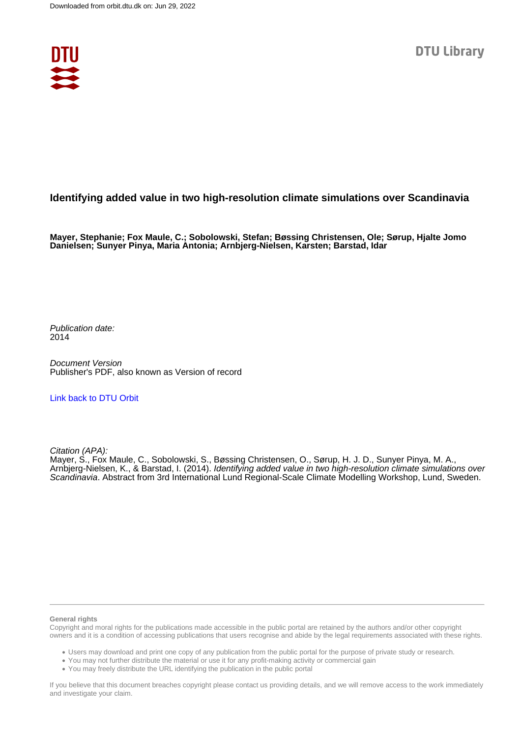Downloaded from orbit.dtu.dk on: Jun 29, 2022

DTU Library

# Identifying added value in two high-resolution climate simulations over Scandinavia

**Mayer, Stephanie; Fox Maule, C.; Sobolowski, Stefan; Bøssing Christensen, Ole; Sørup, Hjalte Jomo Danielsen; Sunyer Pinya, Maria Antonia; Arnbjerg-Nielsen, Karsten; Barstad, Idar**

*Publication date:*
2014

*Document Version*
Publisher's PDF, also known as Version of record

Link back to DTU Orbit

*Citation (APA):*
Mayer, S., Fox Maule, C., Sobolowski, S., Bøssing Christensen, O., Sørup, H. J. D., Sunyer Pinya, M. A., Arnbjerg-Nielsen, K., & Barstad, I. (2014). *Identifying added value in two high-resolution climate simulations over Scandinavia*. Abstract from 3rd International Lund Regional-Scale Climate Modelling Workshop, Lund, Sweden.

**General rights**

Copyright and moral rights for the publications made accessible in the public portal are retained by the authors and/or other copyright owners and it is a condition of accessing publications that users recognise and abide by the legal requirements associated with these rights.

- Users may download and print one copy of any publication from the public portal for the purpose of private study or research.
- You may not further distribute the material or use it for any profit-making activity or commercial gain
- You may freely distribute the URL identifying the publication in the public portal

If you believe that this document breaches copyright please contact us providing details, and we will remove access to the work immediately and investigate your claim.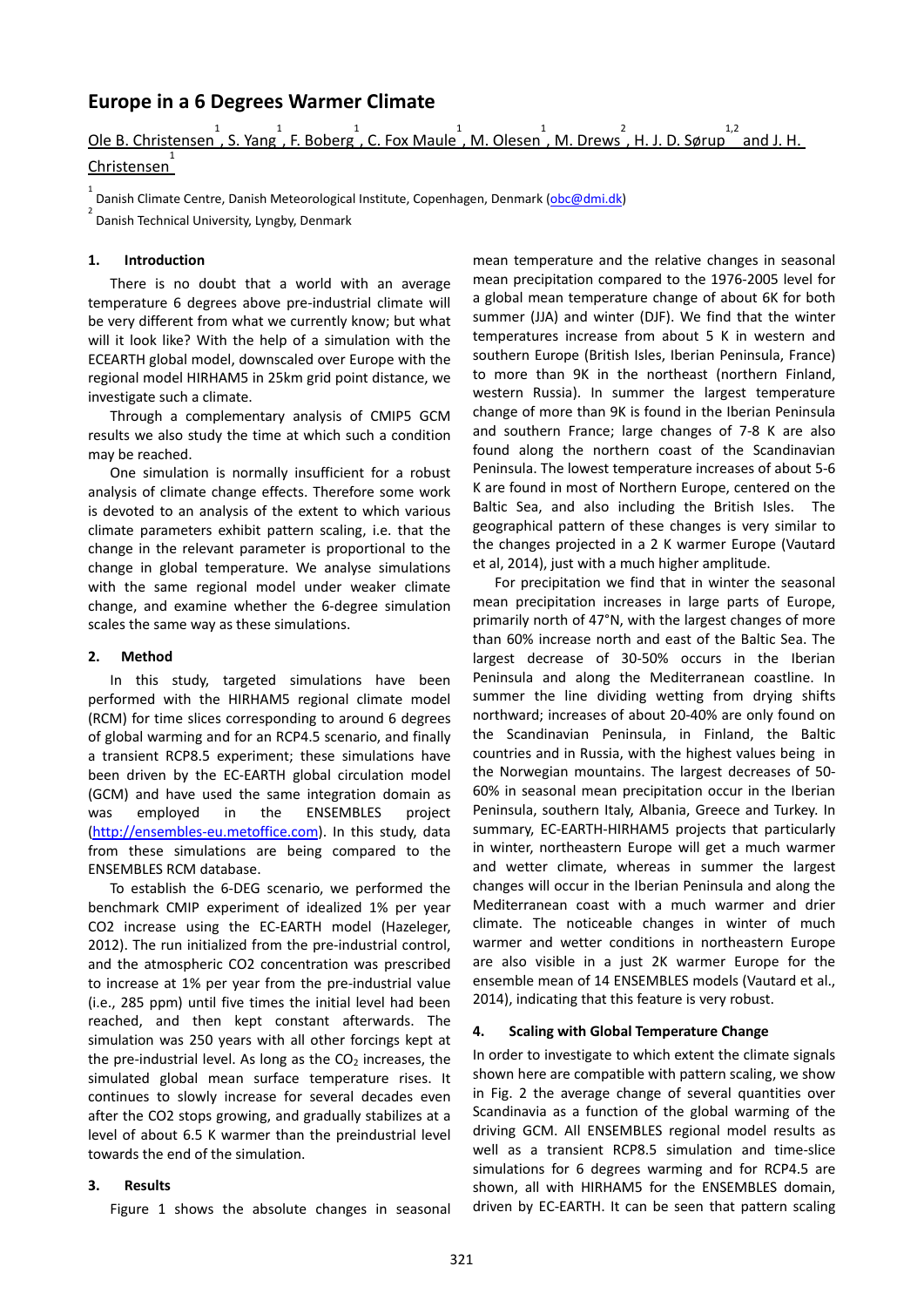# Europe in a 6 Degrees Warmer Climate

Ole B. Christensen[1], S. Yang[1], F. Boberg[1], C. Fox Maule[1], M. Olesen[1], M. Drews[2], H. J. D. Sørup[1,2] and J. H. Christensen[1]

[1] Danish Climate Centre, Danish Meteorological Institute, Copenhagen, Denmark (obc@dmi.dk)

[2] Danish Technical University, Lyngby, Denmark

## 1. Introduction

There is no doubt that a world with an average temperature 6 degrees above pre-industrial climate will be very different from what we currently know; but what will it look like? With the help of a simulation with the ECEARTH global model, downscaled over Europe with the regional model HIRHAM5 in 25km grid point distance, we investigate such a climate.

Through a complementary analysis of CMIP5 GCM results we also study the time at which such a condition may be reached.

One simulation is normally insufficient for a robust analysis of climate change effects. Therefore some work is devoted to an analysis of the extent to which various climate parameters exhibit pattern scaling, i.e. that the change in the relevant parameter is proportional to the change in global temperature. We analyse simulations with the same regional model under weaker climate change, and examine whether the 6-degree simulation scales the same way as these simulations.

## 2. Method

In this study, targeted simulations have been performed with the HIRHAM5 regional climate model (RCM) for time slices corresponding to around 6 degrees of global warming and for an RCP4.5 scenario, and finally a transient RCP8.5 experiment; these simulations have been driven by the EC-EARTH global circulation model (GCM) and have used the same integration domain as was employed in the ENSEMBLES project (http://ensembles-eu.metoffice.com). In this study, data from these simulations are being compared to the ENSEMBLES RCM database.

To establish the 6-DEG scenario, we performed the benchmark CMIP experiment of idealized 1% per year CO2 increase using the EC-EARTH model (Hazeleger, 2012). The run initialized from the pre-industrial control, and the atmospheric CO2 concentration was prescribed to increase at 1% per year from the pre-industrial value (i.e., 285 ppm) until five times the initial level had been reached, and then kept constant afterwards. The simulation was 250 years with all other forcings kept at the pre-industrial level. As long as the $CO_2$ increases, the simulated global mean surface temperature rises. It continues to slowly increase for several decades even after the CO2 stops growing, and gradually stabilizes at a level of about 6.5 K warmer than the preindustrial level towards the end of the simulation.

## 3. Results

Figure 1 shows the absolute changes in seasonal mean temperature and the relative changes in seasonal mean precipitation compared to the 1976-2005 level for a global mean temperature change of about 6K for both summer (JJA) and winter (DJF). We find that the winter temperatures increase from about 5 K in western and southern Europe (British Isles, Iberian Peninsula, France) to more than 9K in the northeast (northern Finland, western Russia). In summer the largest temperature change of more than 9K is found in the Iberian Peninsula and southern France; large changes of 7-8 K are also found along the northern coast of the Scandinavian Peninsula. The lowest temperature increases of about 5-6 K are found in most of Northern Europe, centered on the Baltic Sea, and also including the British Isles. The geographical pattern of these changes is very similar to the changes projected in a 2 K warmer Europe (Vautard et al, 2014), just with a much higher amplitude.

For precipitation we find that in winter the seasonal mean precipitation increases in large parts of Europe, primarily north of 47°N, with the largest changes of more than 60% increase north and east of the Baltic Sea. The largest decrease of 30-50% occurs in the Iberian Peninsula and along the Mediterranean coastline. In summer the line dividing wetting from drying shifts northward; increases of about 20-40% are only found on the Scandinavian Peninsula, in Finland, the Baltic countries and in Russia, with the highest values being in the Norwegian mountains. The largest decreases of 50-60% in seasonal mean precipitation occur in the Iberian Peninsula, southern Italy, Albania, Greece and Turkey. In summary, EC-EARTH-HIRHAM5 projects that particularly in winter, northeastern Europe will get a much warmer and wetter climate, whereas in summer the largest changes will occur in the Iberian Peninsula and along the Mediterranean coast with a much warmer and drier climate. The noticeable changes in winter of much warmer and wetter conditions in northeastern Europe are also visible in a just 2K warmer Europe for the ensemble mean of 14 ENSEMBLES models (Vautard et al., 2014), indicating that this feature is very robust.

## 4. Scaling with Global Temperature Change

In order to investigate to which extent the climate signals shown here are compatible with pattern scaling, we show in Fig. 2 the average change of several quantities over Scandinavia as a function of the global warming of the driving GCM. All ENSEMBLES regional model results as well as a transient RCP8.5 simulation and time-slice simulations for 6 degrees warming and for RCP4.5 are shown, all with HIRHAM5 for the ENSEMBLES domain, driven by EC-EARTH. It can be seen that pattern scaling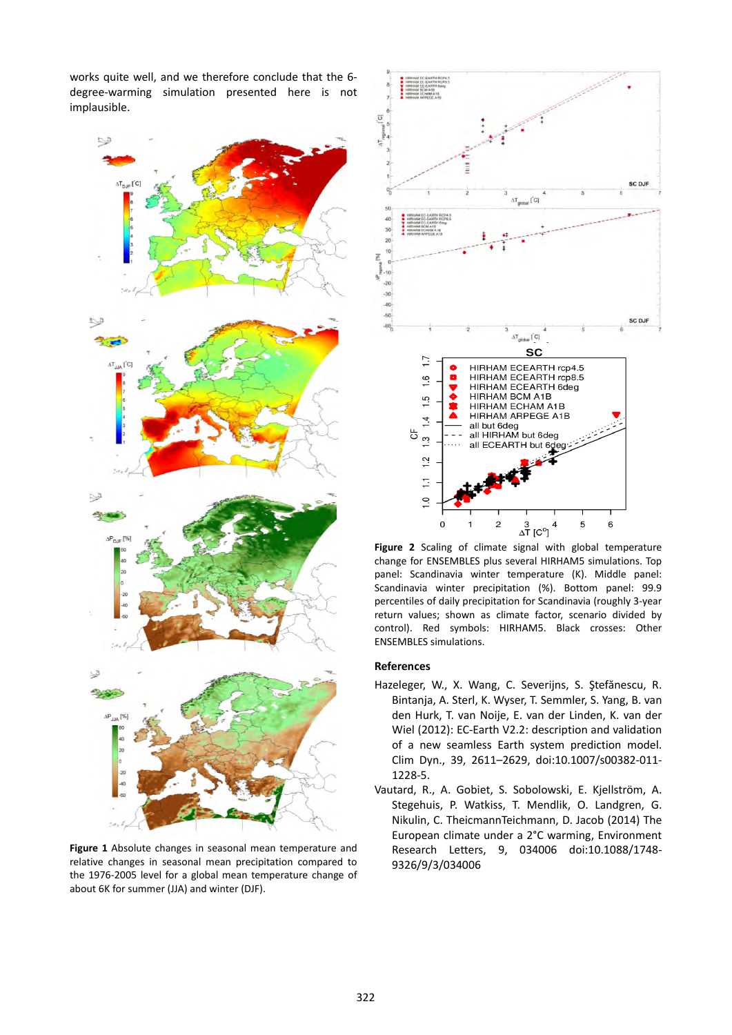works quite well, and we therefore conclude that the 6-degree-warming simulation presented here is not implausible.

$\Delta T_{DJF}$ [°C]

$\Delta T_{JJA}$ [°C]

$\Delta P_{DJF}$ [%]

$\Delta P_{JJA}$ [%]

**Figure 1** Absolute changes in seasonal mean temperature and relative changes in seasonal mean precipitation compared to the 1976-2005 level for a global mean temperature change of about 6K for summer (JJA) and winter (DJF).

SC DJF

SC DJF

SC

HIRHAM ECEARTH rcp4.5
HIRHAM ECEARTH rcp8.5
HIRHAM ECEARTH 6deg
HIRHAM BCM A1B
HIRHAM ECHAM A1B
HIRHAM ARPEGE A1B
all but 6deg
all HIRHAM but 6deg
all ECEARTH but 6deg

CF

ΔT [C°]

**Figure 2** Scaling of climate signal with global temperature change for ENSEMBLES plus several HIRHAM5 simulations. Top panel: Scandinavia winter temperature (K). Middle panel: Scandinavia winter precipitation (%). Bottom panel: 99.9 percentiles of daily precipitation for Scandinavia (roughly 3-year return values; shown as climate factor, scenario divided by control). Red symbols: HIRHAM5. Black crosses: Other ENSEMBLES simulations.

## References

Hazeleger, W., X. Wang, C. Severijns, S. Ştefănescu, R. Bintanja, A. Sterl, K. Wyser, T. Semmler, S. Yang, B. van den Hurk, T. van Noije, E. van der Linden, K. van der Wiel (2012): EC-Earth V2.2: description and validation of a new seamless Earth system prediction model. Clim Dyn., 39, 2611–2629, doi:10.1007/s00382-011-1228-5.

Vautard, R., A. Gobiet, S. Sobolowski, E. Kjellström, A. Stegehuis, P. Watkiss, T. Mendlik, O. Landgren, G. Nikulin, C. TheicmannTeichmann, D. Jacob (2014) The European climate under a 2°C warming, Environment Research Letters, 9, 034006 doi:10.1088/1748-9326/9/3/034006